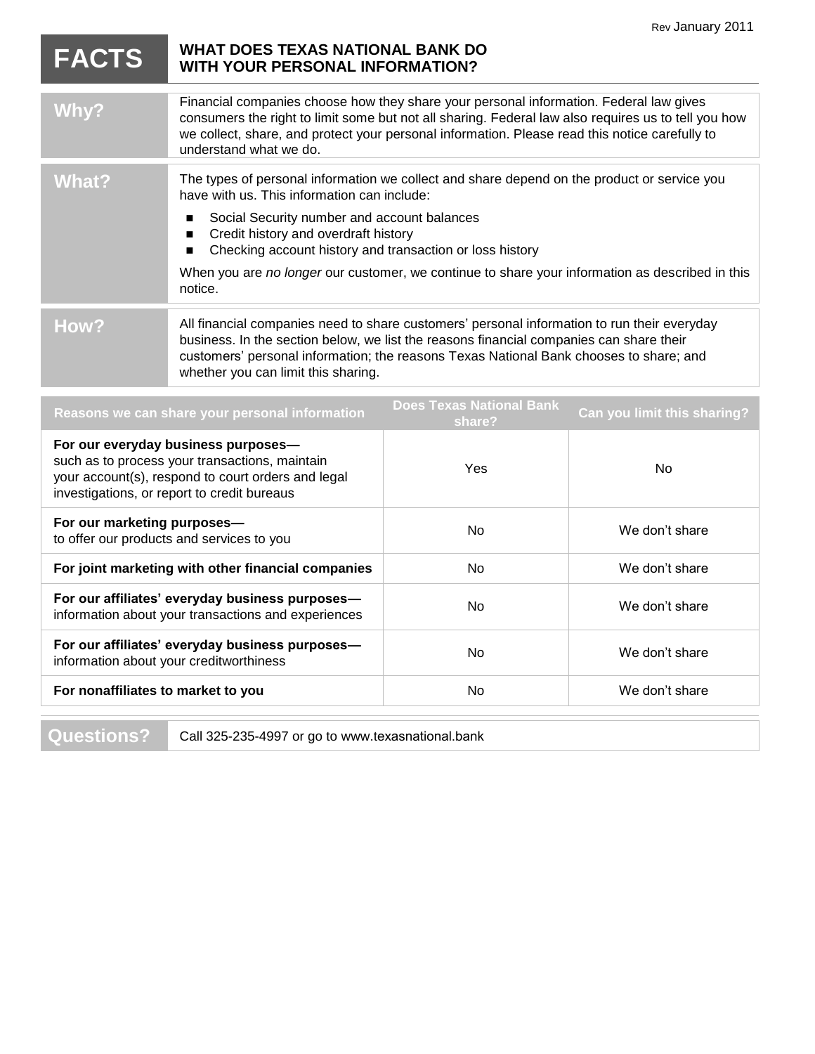Rev January 2011

# FACTS — WHAT DOES TEXAS NATIONAL BANK DO WITH YOUR PERSONAL INFORMATION?

## Why?

Financial companies choose how they share your personal information. Federal law gives consumers the right to limit some but not all sharing. Federal law also requires us to tell you how we collect, share, and protect your personal information. Please read this notice carefully to understand what we do.

## What?

The types of personal information we collect and share depend on the product or service you have with us. This information can include:

- Social Security number and account balances
- Credit history and overdraft history
- Checking account history and transaction or loss history

When you are *no longer* our customer, we continue to share your information as described in this notice.

## How?

All financial companies need to share customers' personal information to run their everyday business. In the section below, we list the reasons financial companies can share their customers' personal information; the reasons Texas National Bank chooses to share; and whether you can limit this sharing.

| Reasons we can share your personal information | Does Texas National Bank share? | Can you limit this sharing? |
|---|---|---|
| **For our everyday business purposes—** such as to process your transactions, maintain your account(s), respond to court orders and legal investigations, or report to credit bureaus | Yes | No |
| **For our marketing purposes—** to offer our products and services to you | No | We don't share |
| **For joint marketing with other financial companies** | No | We don't share |
| **For our affiliates' everyday business purposes—** information about your transactions and experiences | No | We don't share |
| **For our affiliates' everyday business purposes—** information about your creditworthiness | No | We don't share |
| **For nonaffiliates to market to you** | No | We don't share |

## Questions?

Call 325-235-4997 or go to www.texasnational.bank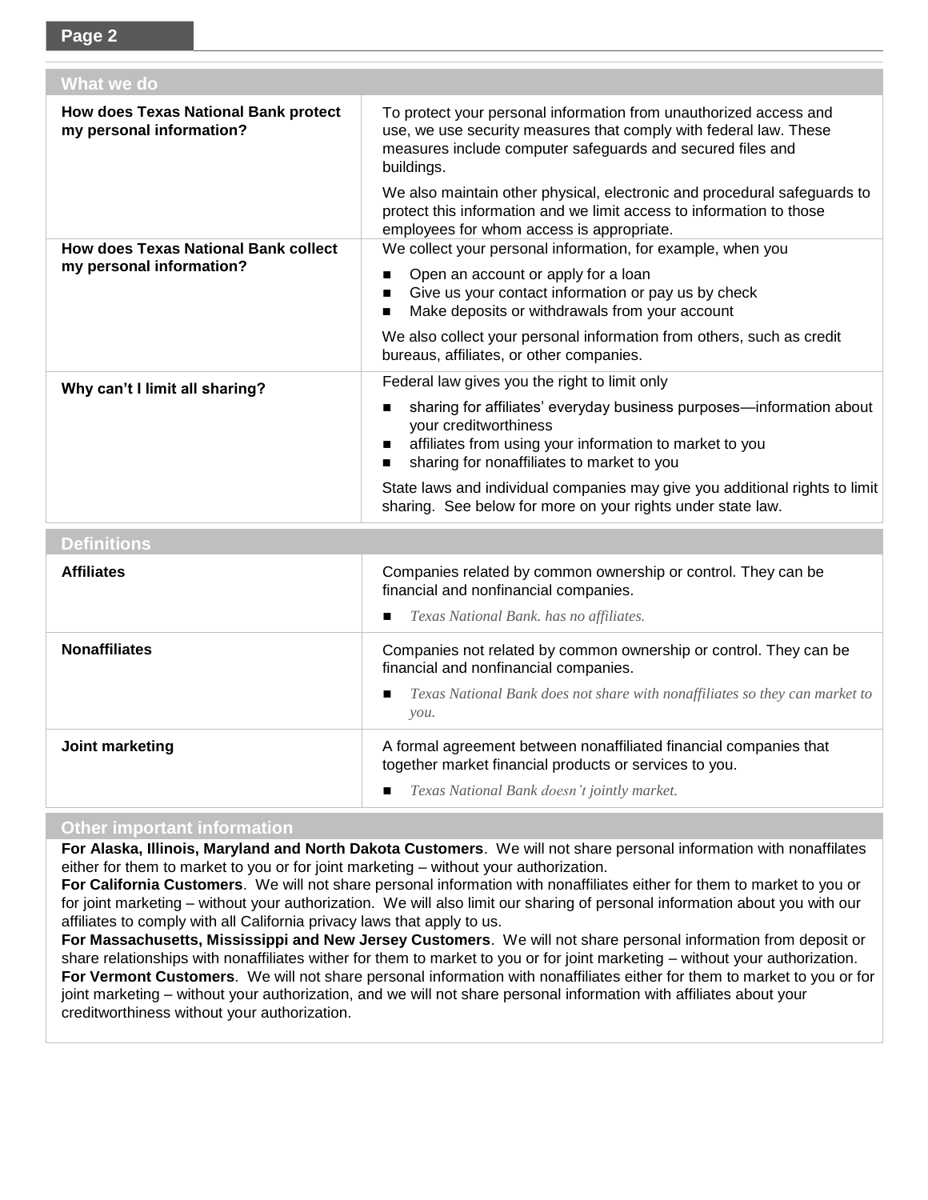| What we do | |
|---|---|
| **How does Texas National Bank protect my personal information?** | To protect your personal information from unauthorized access and use, we use security measures that comply with federal law. These measures include computer safeguards and secured files and buildings.<br><br>We also maintain other physical, electronic and procedural safeguards to protect this information and we limit access to information to those employees for whom access is appropriate. |
| **How does Texas National Bank collect my personal information?** | We collect your personal information, for example, when you<br>■ Open an account or apply for a loan<br>■ Give us your contact information or pay us by check<br>■ Make deposits or withdrawals from your account<br><br>We also collect your personal information from others, such as credit bureaus, affiliates, or other companies. |
| **Why can't I limit all sharing?** | Federal law gives you the right to limit only<br>■ sharing for affiliates' everyday business purposes—information about your creditworthiness<br>■ affiliates from using your information to market to you<br>■ sharing for nonaffiliates to market to you<br><br>State laws and individual companies may give you additional rights to limit sharing. See below for more on your rights under state law. |

| Definitions | |
|---|---|
| **Affiliates** | Companies related by common ownership or control. They can be financial and nonfinancial companies.<br>■ *Texas National Bank. has no affiliates.* |
| **Nonaffiliates** | Companies not related by common ownership or control. They can be financial and nonfinancial companies.<br>■ *Texas National Bank does not share with nonaffiliates so they can market to you.* |
| **Joint marketing** | A formal agreement between nonaffiliated financial companies that together market financial products or services to you.<br>■ *Texas National Bank doesn't jointly market.* |

## Other important information

**For Alaska, Illinois, Maryland and North Dakota Customers**. We will not share personal information with nonaffilates either for them to market to you or for joint marketing – without your authorization.
**For California Customers**. We will not share personal information with nonaffiliates either for them to market to you or for joint marketing – without your authorization. We will also limit our sharing of personal information about you with our affiliates to comply with all California privacy laws that apply to us.
**For Massachusetts, Mississippi and New Jersey Customers**. We will not share personal information from deposit or share relationships with nonaffiliates wither for them to market to you or for joint marketing – without your authorization.
**For Vermont Customers**. We will not share personal information with nonaffiliates either for them to market to you or for joint marketing – without your authorization, and we will not share personal information with affiliates about your creditworthiness without your authorization.